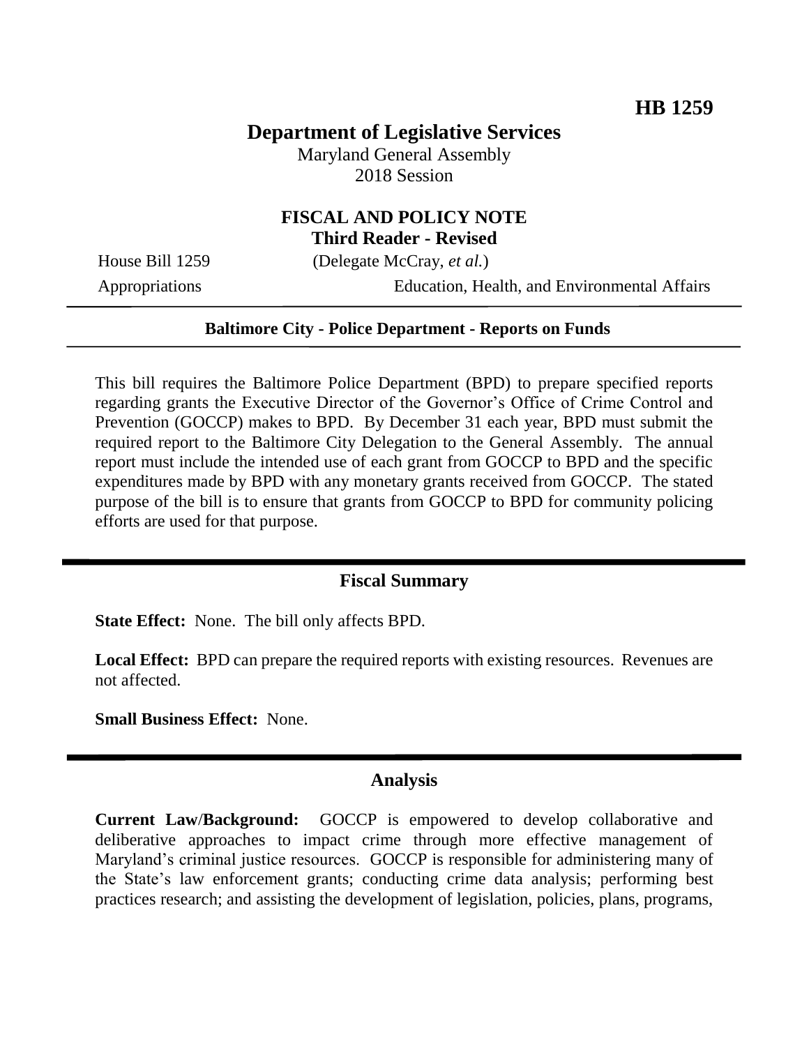**HB 1259**

# Department of Legislative Services

Maryland General Assembly
2018 Session

## FISCAL AND POLICY NOTE
**Third Reader - Revised**

House Bill 1259 (Delegate McCray, *et al.*)
Appropriations Education, Health, and Environmental Affairs

---

**Baltimore City - Police Department - Reports on Funds**

---

This bill requires the Baltimore Police Department (BPD) to prepare specified reports regarding grants the Executive Director of the Governor's Office of Crime Control and Prevention (GOCCP) makes to BPD. By December 31 each year, BPD must submit the required report to the Baltimore City Delegation to the General Assembly. The annual report must include the intended use of each grant from GOCCP to BPD and the specific expenditures made by BPD with any monetary grants received from GOCCP. The stated purpose of the bill is to ensure that grants from GOCCP to BPD for community policing efforts are used for that purpose.

## Fiscal Summary

**State Effect:** None. The bill only affects BPD.

**Local Effect:** BPD can prepare the required reports with existing resources. Revenues are not affected.

**Small Business Effect:** None.

## Analysis

**Current Law/Background:** GOCCP is empowered to develop collaborative and deliberative approaches to impact crime through more effective management of Maryland's criminal justice resources. GOCCP is responsible for administering many of the State's law enforcement grants; conducting crime data analysis; performing best practices research; and assisting the development of legislation, policies, plans, programs,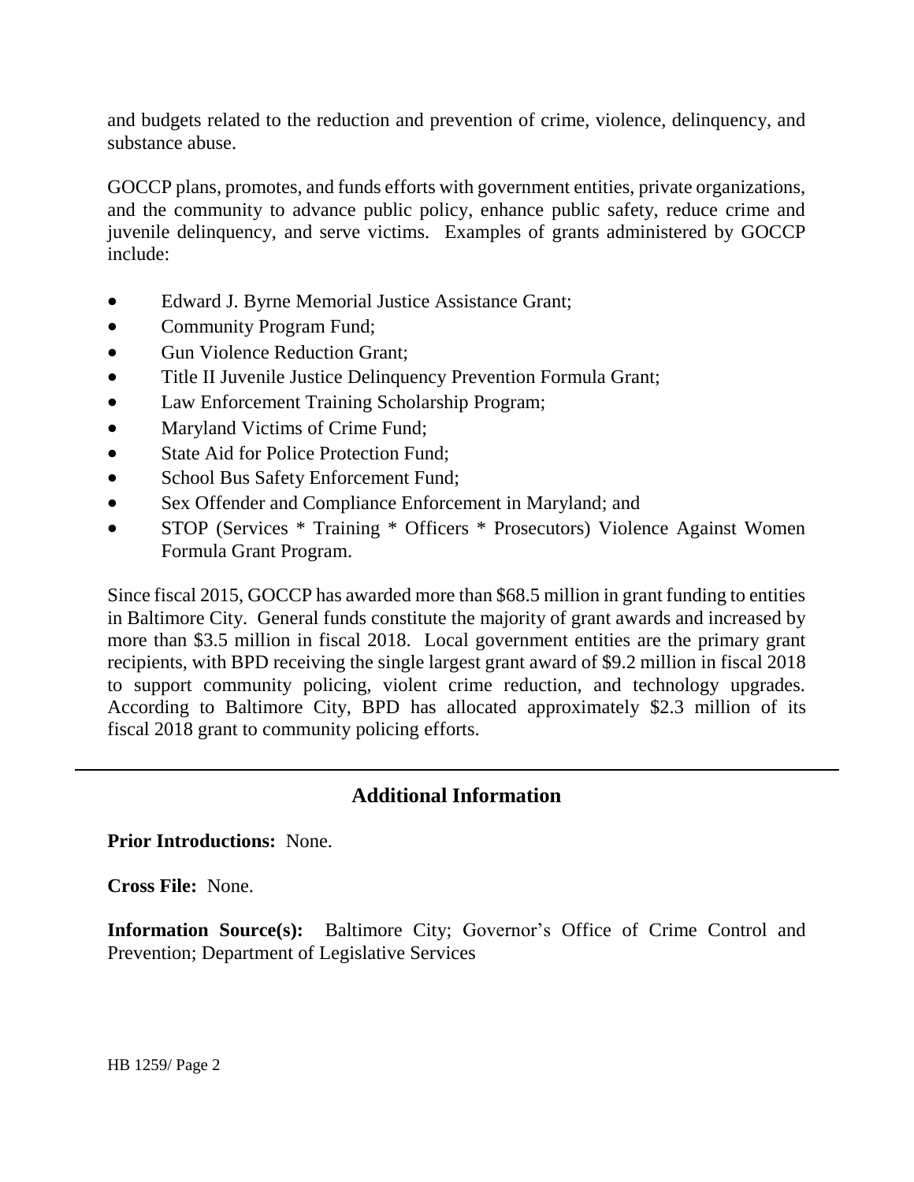and budgets related to the reduction and prevention of crime, violence, delinquency, and substance abuse.

GOCCP plans, promotes, and funds efforts with government entities, private organizations, and the community to advance public policy, enhance public safety, reduce crime and juvenile delinquency, and serve victims. Examples of grants administered by GOCCP include:

- Edward J. Byrne Memorial Justice Assistance Grant;
- Community Program Fund;
- Gun Violence Reduction Grant;
- Title II Juvenile Justice Delinquency Prevention Formula Grant;
- Law Enforcement Training Scholarship Program;
- Maryland Victims of Crime Fund;
- State Aid for Police Protection Fund;
- School Bus Safety Enforcement Fund;
- Sex Offender and Compliance Enforcement in Maryland; and
- STOP (Services * Training * Officers * Prosecutors) Violence Against Women Formula Grant Program.

Since fiscal 2015, GOCCP has awarded more than $68.5 million in grant funding to entities in Baltimore City. General funds constitute the majority of grant awards and increased by more than $3.5 million in fiscal 2018. Local government entities are the primary grant recipients, with BPD receiving the single largest grant award of $9.2 million in fiscal 2018 to support community policing, violent crime reduction, and technology upgrades. According to Baltimore City, BPD has allocated approximately $2.3 million of its fiscal 2018 grant to community policing efforts.

## Additional Information

**Prior Introductions:** None.

**Cross File:** None.

**Information Source(s):** Baltimore City; Governor's Office of Crime Control and Prevention; Department of Legislative Services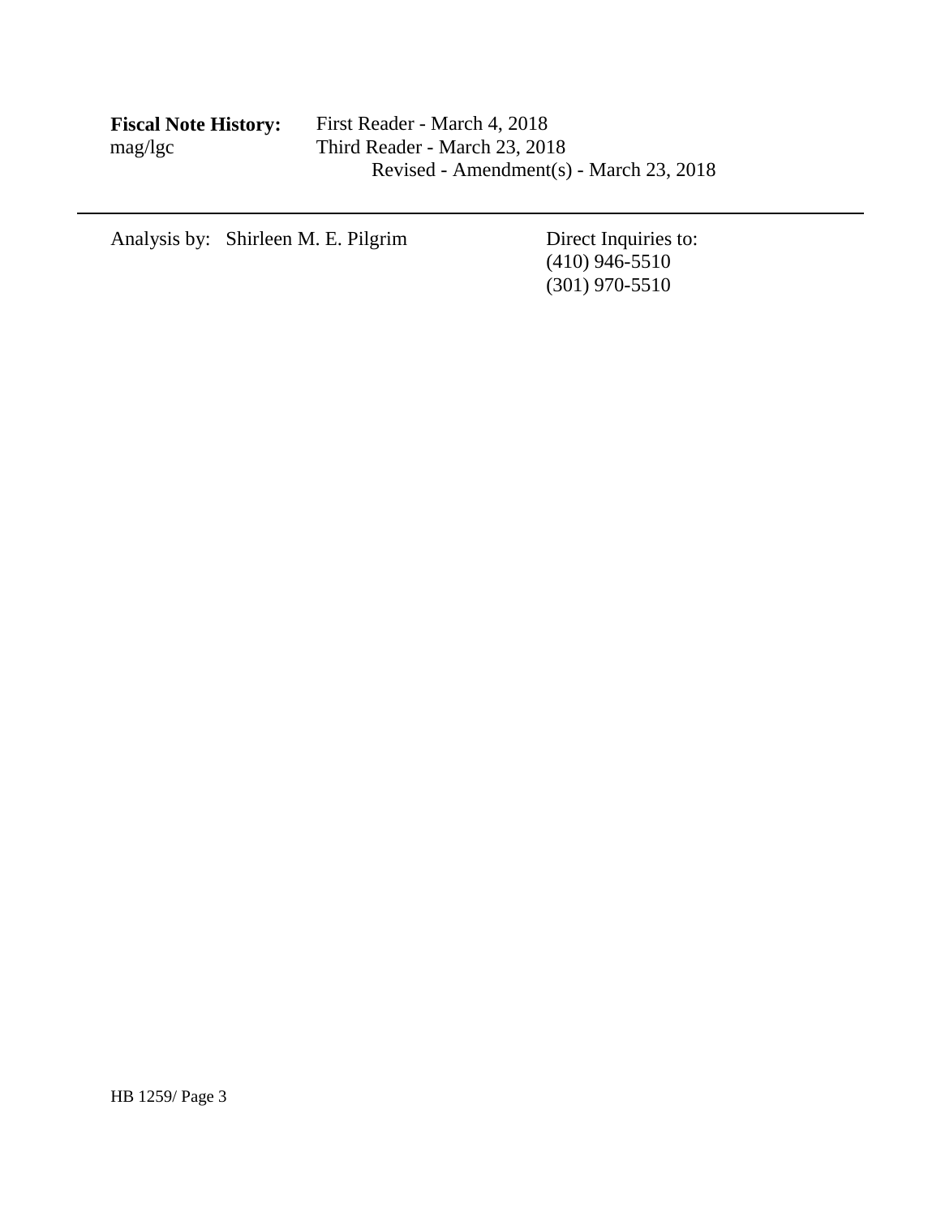**Fiscal Note History:** First Reader - March 4, 2018
mag/lgc Third Reader - March 23, 2018
Revised - Amendment(s) - March 23, 2018

---

Analysis by: Shirleen M. E. Pilgrim

Direct Inquiries to:
(410) 946-5510
(301) 970-5510